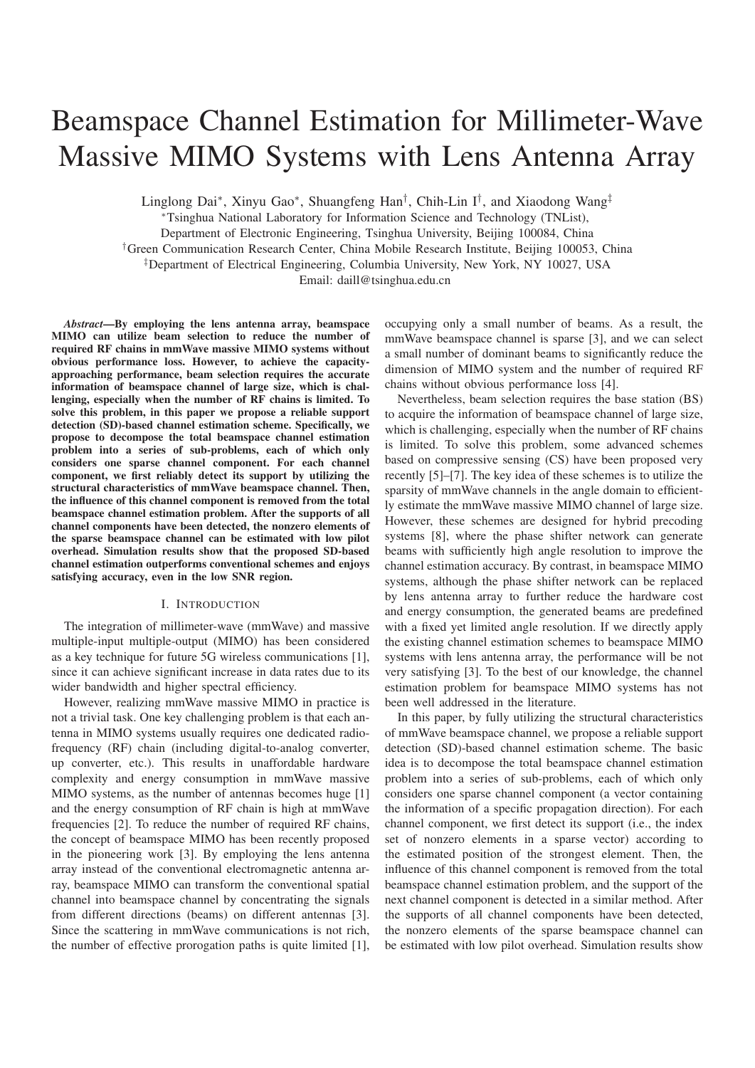# Beamspace Channel Estimation for Millimeter-Wave Massive MIMO Systems with Lens Antenna Array

Linglong Dai*, Xinyu Gao*, Shuangfeng Han†, Chih-Lin I†, and Xiaodong Wang‡

*Tsinghua National Laboratory for Information Science and Technology (TNList),
Department of Electronic Engineering, Tsinghua University, Beijing 100084, China

†Green Communication Research Center, China Mobile Research Institute, Beijing 100053, China

‡Department of Electrical Engineering, Columbia University, New York, NY 10027, USA

Email: daill@tsinghua.edu.cn

***Abstract*—By employing the lens antenna array, beamspace MIMO can utilize beam selection to reduce the number of required RF chains in mmWave massive MIMO systems without obvious performance loss. However, to achieve the capacity-approaching performance, beam selection requires the accurate information of beamspace channel of large size, which is challenging, especially when the number of RF chains is limited. To solve this problem, in this paper we propose a reliable support detection (SD)-based channel estimation scheme. Specifically, we propose to decompose the total beamspace channel estimation problem into a series of sub-problems, each of which only considers one sparse channel component. For each channel component, we first reliably detect its support by utilizing the structural characteristics of mmWave beamspace channel. Then, the influence of this channel component is removed from the total beamspace channel estimation problem. After the supports of all channel components have been detected, the nonzero elements of the sparse beamspace channel can be estimated with low pilot overhead. Simulation results show that the proposed SD-based channel estimation outperforms conventional schemes and enjoys satisfying accuracy, even in the low SNR region.**

## I. Introduction

The integration of millimeter-wave (mmWave) and massive multiple-input multiple-output (MIMO) has been considered as a key technique for future 5G wireless communications [1], since it can achieve significant increase in data rates due to its wider bandwidth and higher spectral efficiency.

However, realizing mmWave massive MIMO in practice is not a trivial task. One key challenging problem is that each antenna in MIMO systems usually requires one dedicated radio-frequency (RF) chain (including digital-to-analog converter, up converter, etc.). This results in unaffordable hardware complexity and energy consumption in mmWave massive MIMO systems, as the number of antennas becomes huge [1] and the energy consumption of RF chain is high at mmWave frequencies [2]. To reduce the number of required RF chains, the concept of beamspace MIMO has been recently proposed in the pioneering work [3]. By employing the lens antenna array instead of the conventional electromagnetic antenna array, beamspace MIMO can transform the conventional spatial channel into beamspace channel by concentrating the signals from different directions (beams) on different antennas [3]. Since the scattering in mmWave communications is not rich, the number of effective prorogation paths is quite limited [1], occupying only a small number of beams. As a result, the mmWave beamspace channel is sparse [3], and we can select a small number of dominant beams to significantly reduce the dimension of MIMO system and the number of required RF chains without obvious performance loss [4].

Nevertheless, beam selection requires the base station (BS) to acquire the information of beamspace channel of large size, which is challenging, especially when the number of RF chains is limited. To solve this problem, some advanced schemes based on compressive sensing (CS) have been proposed very recently [5]–[7]. The key idea of these schemes is to utilize the sparsity of mmWave channels in the angle domain to efficiently estimate the mmWave massive MIMO channel of large size. However, these schemes are designed for hybrid precoding systems [8], where the phase shifter network can generate beams with sufficiently high angle resolution to improve the channel estimation accuracy. By contrast, in beamspace MIMO systems, although the phase shifter network can be replaced by lens antenna array to further reduce the hardware cost and energy consumption, the generated beams are predefined with a fixed yet limited angle resolution. If we directly apply the existing channel estimation schemes to beamspace MIMO systems with lens antenna array, the performance will be not very satisfying [3]. To the best of our knowledge, the channel estimation problem for beamspace MIMO systems has not been well addressed in the literature.

In this paper, by fully utilizing the structural characteristics of mmWave beamspace channel, we propose a reliable support detection (SD)-based channel estimation scheme. The basic idea is to decompose the total beamspace channel estimation problem into a series of sub-problems, each of which only considers one sparse channel component (a vector containing the information of a specific propagation direction). For each channel component, we first detect its support (i.e., the index set of nonzero elements in a sparse vector) according to the estimated position of the strongest element. Then, the influence of this channel component is removed from the total beamspace channel estimation problem, and the support of the next channel component is detected in a similar method. After the supports of all channel components have been detected, the nonzero elements of the sparse beamspace channel can be estimated with low pilot overhead. Simulation results show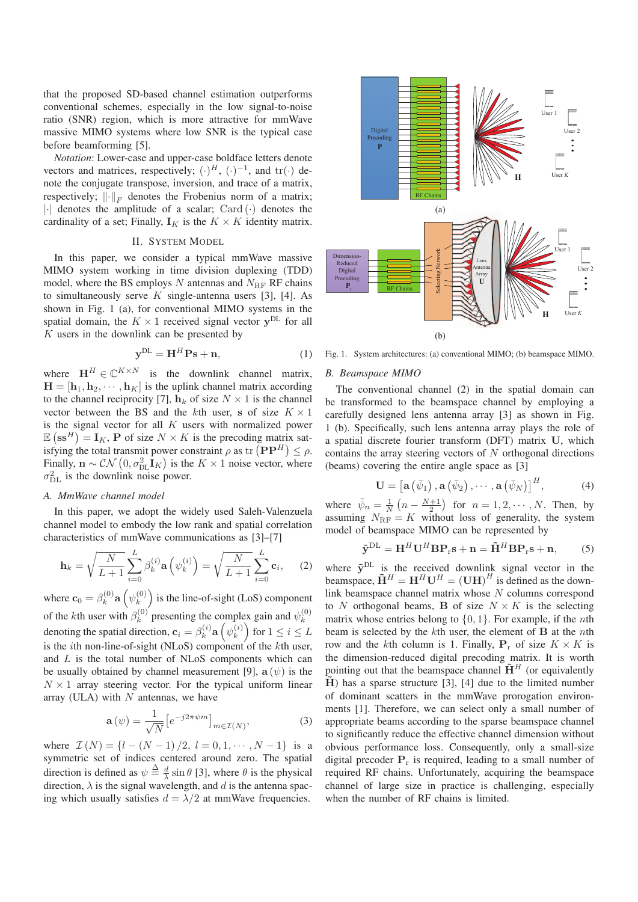that the proposed SD-based channel estimation outperforms conventional schemes, especially in the low signal-to-noise ratio (SNR) region, which is more attractive for mmWave massive MIMO systems where low SNR is the typical case before beamforming [5].

*Notation*: Lower-case and upper-case boldface letters denote vectors and matrices, respectively; $(\cdot)^H$, $(\cdot)^{-1}$, and $\mathrm{tr}(\cdot)$ denote the conjugate transpose, inversion, and trace of a matrix, respectively; $\|\cdot\|_F$ denotes the Frobenius norm of a matrix; $|\cdot|$ denotes the amplitude of a scalar; $\mathrm{Card}(\cdot)$ denotes the cardinality of a set; Finally, $\mathbf{I}_K$ is the $K \times K$ identity matrix.

## II. System Model

In this paper, we consider a typical mmWave massive MIMO system working in time division duplexing (TDD) model, where the BS employs $N$ antennas and $N_{\mathrm{RF}}$ RF chains to simultaneously serve $K$ single-antenna users [3], [4]. As shown in Fig. 1 (a), for conventional MIMO systems in the spatial domain, the $K \times 1$ received signal vector $\mathbf{y}^{\mathrm{DL}}$ for all $K$ users in the downlink can be presented by

$$\mathbf{y}^{\mathrm{DL}} = \mathbf{H}^H \mathbf{P} \mathbf{s} + \mathbf{n}, \tag{1}$$

where $\mathbf{H}^H \in \mathbb{C}^{K \times N}$ is the downlink channel matrix, $\mathbf{H} = [\mathbf{h}_1, \mathbf{h}_2, \cdots, \mathbf{h}_K]$ is the uplink channel matrix according to the channel reciprocity [7], $\mathbf{h}_k$ of size $N \times 1$ is the channel vector between the BS and the $k$th user, $\mathbf{s}$ of size $K \times 1$ is the signal vector for all $K$ users with normalized power $\mathbb{E}\left(\mathbf{s}\mathbf{s}^H\right) = \mathbf{I}_K$, $\mathbf{P}$ of size $N \times K$ is the precoding matrix satisfying the total transmit power constraint $\rho$ as $\mathrm{tr}\left(\mathbf{P}\mathbf{P}^H\right) \leq \rho$. Finally, $\mathbf{n} \sim \mathcal{CN}\left(0, \sigma_{\mathrm{DL}}^2 \mathbf{I}_K\right)$ is the $K \times 1$ noise vector, where $\sigma_{\mathrm{DL}}^2$ is the downlink noise power.

### A. MmWave channel model

In this paper, we adopt the widely used Saleh-Valenzuela channel model to embody the low rank and spatial correlation characteristics of mmWave communications as [3]–[7]

$$\mathbf{h}_k = \sqrt{\frac{N}{L+1}} \sum_{i=0}^{L} \beta_k^{(i)} \mathbf{a}\left(\psi_k^{(i)}\right) = \sqrt{\frac{N}{L+1}} \sum_{i=0}^{L} \mathbf{c}_i, \tag{2}$$

where $\mathbf{c}_0 = \beta_k^{(0)} \mathbf{a}\left(\psi_k^{(0)}\right)$ is the line-of-sight (LoS) component of the $k$th user with $\beta_k^{(0)}$ presenting the complex gain and $\psi_k^{(0)}$ denoting the spatial direction, $\mathbf{c}_i = \beta_k^{(i)} \mathbf{a}\left(\psi_k^{(i)}\right)$ for $1 \leq i \leq L$ is the $i$th non-line-of-sight (NLoS) component of the $k$th user, and $L$ is the total number of NLoS components which can be usually obtained by channel measurement [9], $\mathbf{a}(\psi)$ is the $N \times 1$ array steering vector. For the typical uniform linear array (ULA) with $N$ antennas, we have

$$\mathbf{a}(\psi) = \frac{1}{\sqrt{N}} \left[e^{-j2\pi\psi m}\right]_{m \in \mathcal{I}(N)}, \tag{3}$$

where $\mathcal{I}(N) = \{l - (N-1)/2,\ l = 0, 1, \cdots, N-1\}$ is a symmetric set of indices centered around zero. The spatial direction is defined as $\psi \triangleq \frac{d}{\lambda} \sin\theta$ [3], where $\theta$ is the physical direction, $\lambda$ is the signal wavelength, and $d$ is the antenna spacing which usually satisfies $d = \lambda/2$ at mmWave frequencies.

Fig. 1. System architectures: (a) conventional MIMO; (b) beamspace MIMO.

### B. Beamspace MIMO

The conventional channel (2) in the spatial domain can be transformed to the beamspace channel by employing a carefully designed lens antenna array [3] as shown in Fig. 1 (b). Specifically, such lens antenna array plays the role of a spatial discrete fourier transform (DFT) matrix $\mathbf{U}$, which contains the array steering vectors of $N$ orthogonal directions (beams) covering the entire angle space as [3]

$$\mathbf{U} = \left[\mathbf{a}\left(\bar{\psi}_1\right), \mathbf{a}\left(\bar{\psi}_2\right), \cdots, \mathbf{a}\left(\bar{\psi}_N\right)\right]^H, \tag{4}$$

where $\bar{\psi}_n = \frac{1}{N}\left(n - \frac{N+1}{2}\right)$ for $n = 1, 2, \cdots, N$. Then, by assuming $N_{\mathrm{RF}} = K$ without loss of generality, the system model of beamspace MIMO can be represented by

$$\tilde{\mathbf{y}}^{\mathrm{DL}} = \mathbf{H}^H \mathbf{U}^H \mathbf{B} \mathbf{P}_{\mathrm{r}} \mathbf{s} + \mathbf{n} = \tilde{\mathbf{H}}^H \mathbf{B} \mathbf{P}_{\mathrm{r}} \mathbf{s} + \mathbf{n}, \tag{5}$$

where $\tilde{\mathbf{y}}^{\mathrm{DL}}$ is the received downlink signal vector in the beamspace, $\tilde{\mathbf{H}}^H = \mathbf{H}^H \mathbf{U}^H = (\mathbf{U}\mathbf{H})^H$ is defined as the downlink beamspace channel matrix whose $N$ columns correspond to $N$ orthogonal beams, $\mathbf{B}$ of size $N \times K$ is the selecting matrix whose entries belong to $\{0, 1\}$. For example, if the $n$th beam is selected by the $k$th user, the element of $\mathbf{B}$ at the $n$th row and the $k$th column is 1. Finally, $\mathbf{P}_{\mathrm{r}}$ of size $K \times K$ is the dimension-reduced digital precoding matrix. It is worth pointing out that the beamspace channel $\tilde{\mathbf{H}}^H$ (or equivalently $\tilde{\mathbf{H}}$) has a sparse structure [3], [4] due to the limited number of dominant scatters in the mmWave prorogation environments [1]. Therefore, we can select only a small number of appropriate beams according to the sparse beamspace channel to significantly reduce the effective channel dimension without obvious performance loss. Consequently, only a small-size digital precoder $\mathbf{P}_{\mathrm{r}}$ is required, leading to a small number of required RF chains. Unfortunately, acquiring the beamspace channel of large size in practice is challenging, especially when the number of RF chains is limited.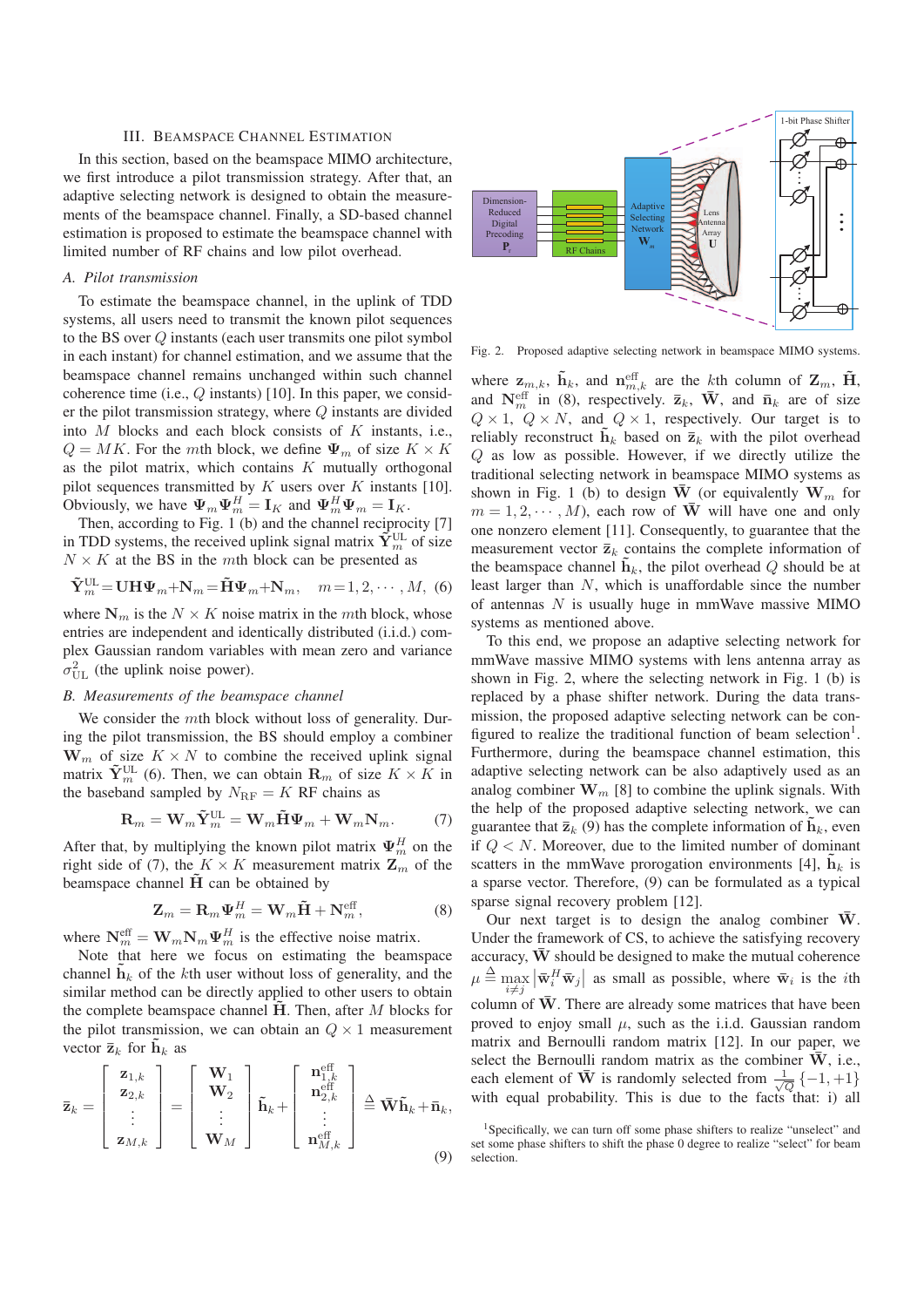## III. Beamspace Channel Estimation

In this section, based on the beamspace MIMO architecture, we first introduce a pilot transmission strategy. After that, an adaptive selecting network is designed to obtain the measurements of the beamspace channel. Finally, a SD-based channel estimation is proposed to estimate the beamspace channel with limited number of RF chains and low pilot overhead.

### A. Pilot transmission

To estimate the beamspace channel, in the uplink of TDD systems, all users need to transmit the known pilot sequences to the BS over $Q$ instants (each user transmits one pilot symbol in each instant) for channel estimation, and we assume that the beamspace channel remains unchanged within such channel coherence time (i.e., $Q$ instants) [10]. In this paper, we consider the pilot transmission strategy, where $Q$ instants are divided into $M$ blocks and each block consists of $K$ instants, i.e., $Q = MK$. For the $m$th block, we define $\mathbf{\Psi}_m$ of size $K \times K$ as the pilot matrix, which contains $K$ mutually orthogonal pilot sequences transmitted by $K$ users over $K$ instants [10]. Obviously, we have $\mathbf{\Psi}_m \mathbf{\Psi}_m^H = \mathbf{I}_K$ and $\mathbf{\Psi}_m^H \mathbf{\Psi}_m = \mathbf{I}_K$.

Then, according to Fig. 1 (b) and the channel reciprocity [7] in TDD systems, the received uplink signal matrix $\tilde{\mathbf{Y}}_m^{\rm UL}$ of size $N \times K$ at the BS in the $m$th block can be presented as

$$\tilde{\mathbf{Y}}_m^{\rm UL} = \mathbf{U}\mathbf{H}\mathbf{\Psi}_m + \mathbf{N}_m = \tilde{\mathbf{H}}\mathbf{\Psi}_m + \mathbf{N}_m, \quad m = 1, 2, \cdots, M, \tag{6}$$

where $\mathbf{N}_m$ is the $N \times K$ noise matrix in the $m$th block, whose entries are independent and identically distributed (i.i.d.) complex Gaussian random variables with mean zero and variance $\sigma_{\rm UL}^2$ (the uplink noise power).

### B. Measurements of the beamspace channel

We consider the $m$th block without loss of generality. During the pilot transmission, the BS should employ a combiner $\mathbf{W}_m$ of size $K \times N$ to combine the received uplink signal matrix $\tilde{\mathbf{Y}}_m^{\rm UL}$ (6). Then, we can obtain $\mathbf{R}_m$ of size $K \times K$ in the baseband sampled by $N_{\rm RF} = K$ RF chains as

$$\mathbf{R}_m = \mathbf{W}_m \tilde{\mathbf{Y}}_m^{\rm UL} = \mathbf{W}_m \tilde{\mathbf{H}}\mathbf{\Psi}_m + \mathbf{W}_m \mathbf{N}_m. \tag{7}$$

After that, by multiplying the known pilot matrix $\mathbf{\Psi}_m^H$ on the right side of (7), the $K \times K$ measurement matrix $\mathbf{Z}_m$ of the beamspace channel $\tilde{\mathbf{H}}$ can be obtained by

$$\mathbf{Z}_m = \mathbf{R}_m \mathbf{\Psi}_m^H = \mathbf{W}_m \tilde{\mathbf{H}} + \mathbf{N}_m^{\rm eff}, \tag{8}$$

where $\mathbf{N}_m^{\rm eff} = \mathbf{W}_m \mathbf{N}_m \mathbf{\Psi}_m^H$ is the effective noise matrix.

Note that here we focus on estimating the beamspace channel $\tilde{\mathbf{h}}_k$ of the $k$th user without loss of generality, and the similar method can be directly applied to other users to obtain the complete beamspace channel $\tilde{\mathbf{H}}$. Then, after $M$ blocks for the pilot transmission, we can obtain an $Q \times 1$ measurement vector $\bar{\mathbf{z}}_k$ for $\tilde{\mathbf{h}}_k$ as

$$\bar{\mathbf{z}}_k = \begin{bmatrix} \mathbf{z}_{1,k} \\ \mathbf{z}_{2,k} \\ \vdots \\ \mathbf{z}_{M,k} \end{bmatrix} = \begin{bmatrix} \mathbf{W}_1 \\ \mathbf{W}_2 \\ \vdots \\ \mathbf{W}_M \end{bmatrix} \tilde{\mathbf{h}}_k + \begin{bmatrix} \mathbf{n}_{1,k}^{\rm eff} \\ \mathbf{n}_{2,k}^{\rm eff} \\ \vdots \\ \mathbf{n}_{M,k}^{\rm eff} \end{bmatrix} \triangleq \bar{\mathbf{W}}\tilde{\mathbf{h}}_k + \bar{\mathbf{n}}_k, \tag{9}$$

Fig. 2. Proposed adaptive selecting network in beamspace MIMO systems.

where $\mathbf{z}_{m,k}$, $\tilde{\mathbf{h}}_k$, and $\mathbf{n}_{m,k}^{\rm eff}$ are the $k$th column of $\mathbf{Z}_m$, $\tilde{\mathbf{H}}$, and $\mathbf{N}_m^{\rm eff}$ in (8), respectively. $\bar{\mathbf{z}}_k$, $\bar{\mathbf{W}}$, and $\bar{\mathbf{n}}_k$ are of size $Q \times 1$, $Q \times N$, and $Q \times 1$, respectively. Our target is to reliably reconstruct $\tilde{\mathbf{h}}_k$ based on $\bar{\mathbf{z}}_k$ with the pilot overhead $Q$ as low as possible. However, if we directly utilize the traditional selecting network in beamspace MIMO systems as shown in Fig. 1 (b) to design $\bar{\mathbf{W}}$ (or equivalently $\mathbf{W}_m$ for $m = 1, 2, \cdots, M$), each row of $\bar{\mathbf{W}}$ will have one and only one nonzero element [11]. Consequently, to guarantee that the measurement vector $\bar{\mathbf{z}}_k$ contains the complete information of the beamspace channel $\tilde{\mathbf{h}}_k$, the pilot overhead $Q$ should be at least larger than $N$, which is unaffordable since the number of antennas $N$ is usually huge in mmWave massive MIMO systems as mentioned above.

To this end, we propose an adaptive selecting network for mmWave massive MIMO systems with lens antenna array as shown in Fig. 2, where the selecting network in Fig. 1 (b) is replaced by a phase shifter network. During the data transmission, the proposed adaptive selecting network can be configured to realize the traditional function of beam selection[1]. Furthermore, during the beamspace channel estimation, this adaptive selecting network can be also adaptively used as an analog combiner $\mathbf{W}_m$ [8] to combine the uplink signals. With the help of the proposed adaptive selecting network, we can guarantee that $\bar{\mathbf{z}}_k$ (9) has the complete information of $\tilde{\mathbf{h}}_k$, even if $Q < N$. Moreover, due to the limited number of dominant scatters in the mmWave progoration environments [4], $\tilde{\mathbf{h}}_k$ is a sparse vector. Therefore, (9) can be formulated as a typical sparse signal recovery problem [12].

Our next target is to design the analog combiner $\bar{\mathbf{W}}$. Under the framework of CS, to achieve the satisfying recovery accuracy, $\bar{\mathbf{W}}$ should be designed to make the mutual coherence $\mu \triangleq \max\limits_{i \neq j} \left| \bar{\mathbf{w}}_i^H \bar{\mathbf{w}}_j \right|$ as small as possible, where $\bar{\mathbf{w}}_i$ is the $i$th column of $\bar{\mathbf{W}}$. There are already some matrices that have been proved to enjoy small $\mu$, such as the i.i.d. Gaussian random matrix and Bernoulli random matrix [12]. In our paper, we select the Bernoulli random matrix as the combiner $\bar{\mathbf{W}}$, i.e., each element of $\bar{\mathbf{W}}$ is randomly selected from $\frac{1}{\sqrt{Q}}\{-1, +1\}$ with equal probability. This is due to the facts that: i) all

[1] Specifically, we can turn off some phase shifters to realize "unselect" and set some phase shifters to shift the phase 0 degree to realize "select" for beam selection.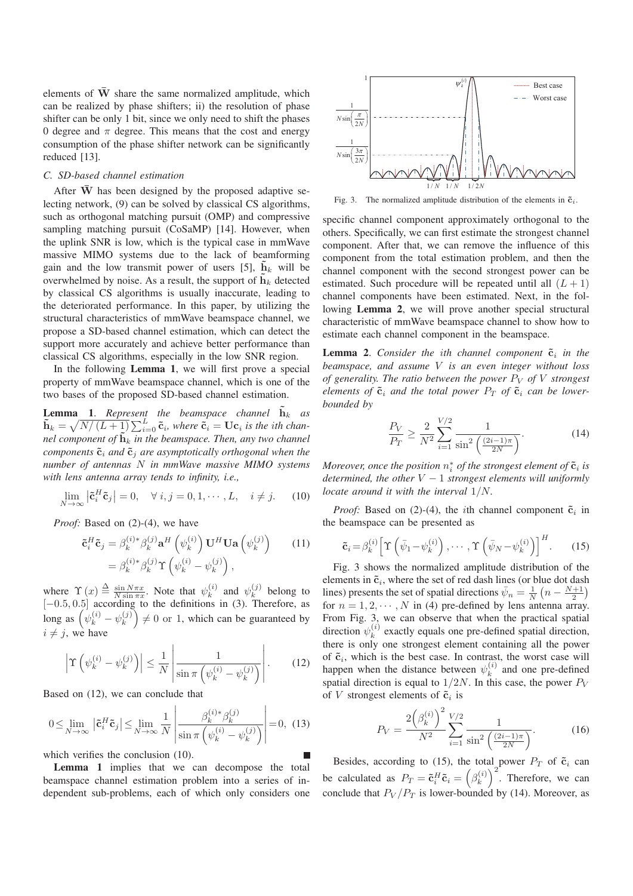elements of $\bar{\mathbf{W}}$ share the same normalized amplitude, which can be realized by phase shifters; ii) the resolution of phase shifter can be only 1 bit, since we only need to shift the phases 0 degree and $\pi$ degree. This means that the cost and energy consumption of the phase shifter network can be significantly reduced [13].

### C. SD-based channel estimation

After $\bar{\mathbf{W}}$ has been designed by the proposed adaptive selecting network, (9) can be solved by classical CS algorithms, such as orthogonal matching pursuit (OMP) and compressive sampling matching pursuit (CoSaMP) [14]. However, when the uplink SNR is low, which is the typical case in mmWave massive MIMO systems due to the lack of beamforming gain and the low transmit power of users [5], $\tilde{\mathbf{h}}_k$ will be overwhelmed by noise. As a result, the support of $\tilde{\mathbf{h}}_k$ detected by classical CS algorithms is usually inaccurate, leading to the deteriorated performance. In this paper, by utilizing the structural characteristics of mmWave beamspace channel, we propose a SD-based channel estimation, which can detect the support more accurately and achieve better performance than classical CS algorithms, especially in the low SNR region.

In the following **Lemma 1**, we will first prove a special property of mmWave beamspace channel, which is one of the two bases of the proposed SD-based channel estimation.

**Lemma 1**. *Represent the beamspace channel $\tilde{\mathbf{h}}_k$ as $\tilde{\mathbf{h}}_k = \sqrt{N/(L+1)}\sum_{i=0}^{L}\tilde{\mathbf{c}}_i$, where $\tilde{\mathbf{c}}_i = \mathbf{U}\mathbf{c}_i$ is the ith channel component of $\tilde{\mathbf{h}}_k$ in the beamspace. Then, any two channel components $\tilde{\mathbf{c}}_i$ and $\tilde{\mathbf{c}}_j$ are asymptotically orthogonal when the number of antennas $N$ in mmWave massive MIMO systems with lens antenna array tends to infinity, i.e.,*

$$\lim_{N\to\infty}\left|\tilde{\mathbf{c}}_i^H\tilde{\mathbf{c}}_j\right| = 0, \quad \forall\, i,j = 0,1,\cdots,L, \quad i\neq j. \tag{10}$$

*Proof:* Based on (2)-(4), we have

$$\begin{aligned}\tilde{\mathbf{c}}_i^H\tilde{\mathbf{c}}_j &= \beta_k^{(i)*}\beta_k^{(j)}\mathbf{a}^H\left(\psi_k^{(i)}\right)\mathbf{U}^H\mathbf{U}\mathbf{a}\left(\psi_k^{(j)}\right) \\ &= \beta_k^{(i)*}\beta_k^{(j)}\Upsilon\left(\psi_k^{(i)}-\psi_k^{(j)}\right),\end{aligned} \tag{11}$$

where $\Upsilon(x) \triangleq \frac{\sin N\pi x}{N\sin \pi x}$. Note that $\psi_k^{(i)}$ and $\psi_k^{(j)}$ belong to $[-0.5, 0.5]$ according to the definitions in (3). Therefore, as long as $\left(\psi_k^{(i)}-\psi_k^{(j)}\right)\neq 0$ or 1, which can be guaranteed by $i\neq j$, we have

$$\left|\Upsilon\left(\psi_k^{(i)}-\psi_k^{(j)}\right)\right| \leq \frac{1}{N}\left|\frac{1}{\sin\pi\left(\psi_k^{(i)}-\psi_k^{(j)}\right)}\right|. \tag{12}$$

Based on (12), we can conclude that

$$0\leq \lim_{N\to\infty}\left|\tilde{\mathbf{c}}_i^H\tilde{\mathbf{c}}_j\right| \leq \lim_{N\to\infty}\frac{1}{N}\left|\frac{\beta_k^{(i)*}\beta_k^{(j)}}{\sin\pi\left(\psi_k^{(i)}-\psi_k^{(j)}\right)}\right| = 0, \tag{13}$$

which verifies the conclusion (10). ∎

**Lemma 1** implies that we can decompose the total beamspace channel estimation problem into a series of independent sub-problems, each of which only considers one specific channel component approximately orthogonal to the others. Specifically, we can first estimate the strongest channel component. After that, we can remove the influence of this component from the total estimation problem, and then the channel component with the second strongest power can be estimated. Such procedure will be repeated until all $(L+1)$ channel components have been estimated. Next, in the following **Lemma 2**, we will prove another special structural characteristic of mmWave beamspace channel to show how to estimate each channel component in the beamspace.

Fig. 3. The normalized amplitude distribution of the elements in $\tilde{\mathbf{c}}_i$.

**Lemma 2**. *Consider the ith channel component $\tilde{\mathbf{c}}_i$ in the beamspace, and assume $V$ is an even integer without loss of generality. The ratio between the power $P_V$ of $V$ strongest elements of $\tilde{\mathbf{c}}_i$ and the total power $P_T$ of $\tilde{\mathbf{c}}_i$ can be lower-bounded by*

$$\frac{P_V}{P_T} \geq \frac{2}{N^2}\sum_{i=1}^{V/2}\frac{1}{\sin^2\left(\frac{(2i-1)\pi}{2N}\right)}. \tag{14}$$

*Moreover, once the position $n_i^*$ of the strongest element of $\tilde{\mathbf{c}}_i$ is determined, the other $V-1$ strongest elements will uniformly locate around it with the interval $1/N$.*

*Proof:* Based on (2)-(4), the $i$th channel component $\tilde{\mathbf{c}}_i$ in the beamspace can be presented as

$$\tilde{\mathbf{c}}_i = \beta_k^{(i)}\left[\Upsilon\left(\bar{\psi}_1-\psi_k^{(i)}\right),\cdots,\Upsilon\left(\bar{\psi}_N-\psi_k^{(i)}\right)\right]^H. \tag{15}$$

Fig. 3 shows the normalized amplitude distribution of the elements in $\tilde{\mathbf{c}}_i$, where the set of red dash lines (or blue dot dash lines) presents the set of spatial directions $\bar{\psi}_n = \frac{1}{N}\left(n-\frac{N+1}{2}\right)$ for $n=1,2,\cdots,N$ in (4) pre-defined by lens antenna array. From Fig. 3, we can observe that when the practical spatial direction $\psi_k^{(i)}$ exactly equals one pre-defined spatial direction, there is only one strongest element containing all the power of $\tilde{\mathbf{c}}_i$, which is the best case. In contrast, the worst case will happen when the distance between $\psi_k^{(i)}$ and one pre-defined spatial direction is equal to $1/2N$. In this case, the power $P_V$ of $V$ strongest elements of $\tilde{\mathbf{c}}_i$ is

$$P_V = \frac{2\left(\beta_k^{(i)}\right)^2}{N^2}\sum_{i=1}^{V/2}\frac{1}{\sin^2\left(\frac{(2i-1)\pi}{2N}\right)}. \tag{16}$$

Besides, according to (15), the total power $P_T$ of $\tilde{\mathbf{c}}_i$ can be calculated as $P_T = \tilde{\mathbf{c}}_i^H\tilde{\mathbf{c}}_i = \left(\beta_k^{(i)}\right)^2$. Therefore, we can conclude that $P_V/P_T$ is lower-bounded by (14). Moreover, as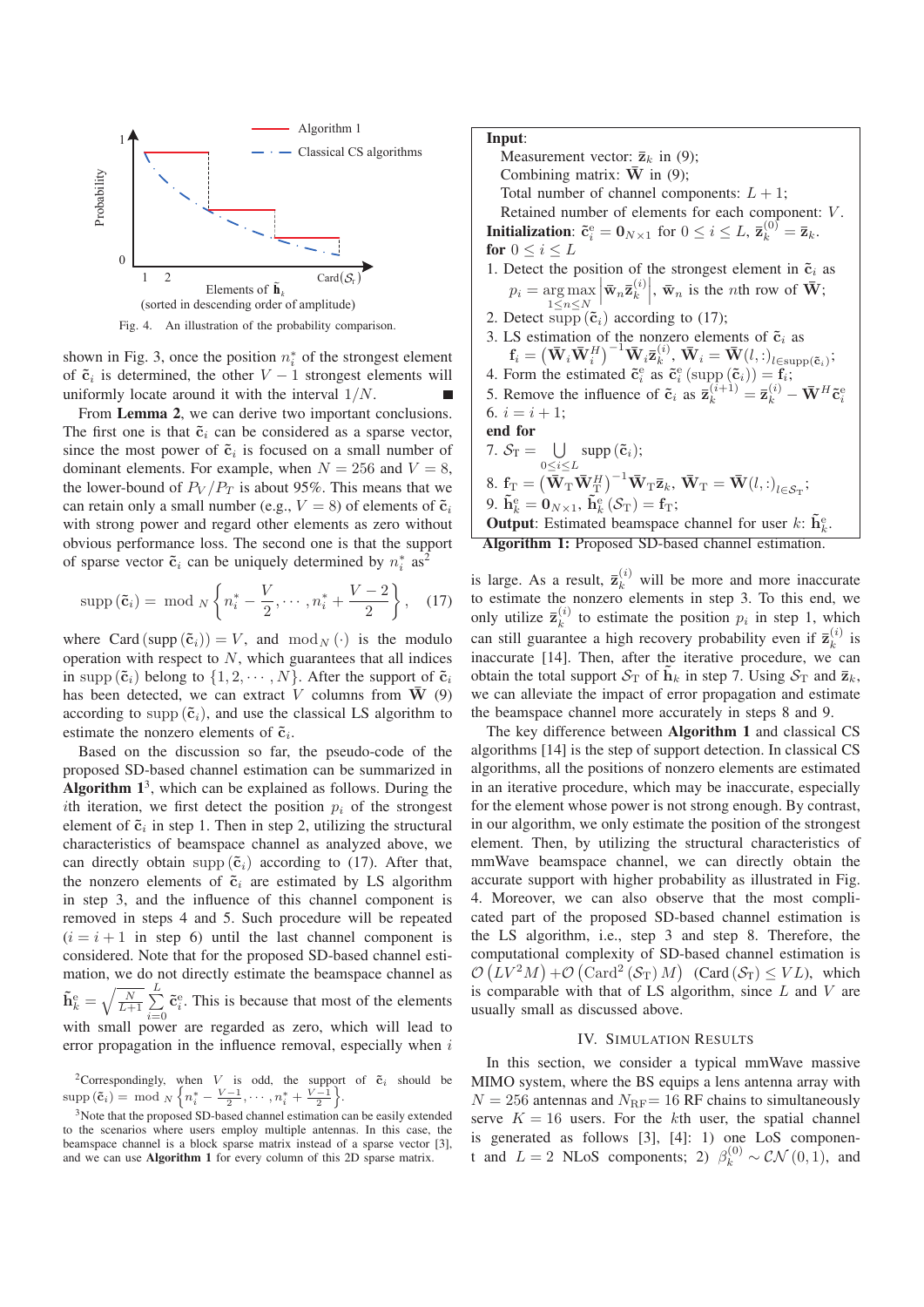Fig. 4. An illustration of the probability comparison.

shown in Fig. 3, once the position $n_i^*$ of the strongest element of $\tilde{\mathbf{c}}_i$ is determined, the other $V-1$ strongest elements will uniformly locate around it with the interval $1/N$. ■

From **Lemma 2**, we can derive two important conclusions. The first one is that $\tilde{\mathbf{c}}_i$ can be considered as a sparse vector, since the most power of $\tilde{\mathbf{c}}_i$ is focused on a small number of dominant elements. For example, when $N=256$ and $V=8$, the lower-bound of $P_V/P_T$ is about 95%. This means that we can retain only a small number (e.g., $V=8$) of elements of $\tilde{\mathbf{c}}_i$ with strong power and regard other elements as zero without obvious performance loss. The second one is that the support of sparse vector $\tilde{\mathbf{c}}_i$ can be uniquely determined by $n_i^*$ as[2]

$$\text{supp}\left(\tilde{\mathbf{c}}_i\right) = \bmod_N\left\{n_i^* - \frac{V}{2}, \cdots, n_i^* + \frac{V-2}{2}\right\}, \quad (17)$$

where $\text{Card}\left(\text{supp}\left(\tilde{\mathbf{c}}_i\right)\right) = V$, and $\bmod_N(\cdot)$ is the modulo operation with respect to $N$, which guarantees that all indices in $\text{supp}\left(\tilde{\mathbf{c}}_i\right)$ belong to $\{1, 2, \cdots, N\}$. After the support of $\tilde{\mathbf{c}}_i$ has been detected, we can extract $V$ columns from $\bar{\mathbf{W}}$ (9) according to $\text{supp}\left(\tilde{\mathbf{c}}_i\right)$, and use the classical LS algorithm to estimate the nonzero elements of $\tilde{\mathbf{c}}_i$.

Based on the discussion so far, the pseudo-code of the proposed SD-based channel estimation can be summarized in **Algorithm 1**[3], which can be explained as follows. During the $i$th iteration, we first detect the position $p_i$ of the strongest element of $\tilde{\mathbf{c}}_i$ in step 1. Then in step 2, utilizing the structural characteristics of beamspace channel as analyzed above, we can directly obtain $\text{supp}\left(\tilde{\mathbf{c}}_i\right)$ according to (17). After that, the nonzero elements of $\tilde{\mathbf{c}}_i$ are estimated by LS algorithm in step 3, and the influence of this channel component is removed in steps 4 and 5. Such procedure will be repeated ($i=i+1$ in step 6) until the last channel component is considered. Note that for the proposed SD-based channel estimation, we do not directly estimate the beamspace channel as $\tilde{\mathbf{h}}_k^{\text{e}} = \sqrt{\frac{N}{L+1}}\sum_{i=0}^{L}\tilde{\mathbf{c}}_i^{\text{e}}$. This is because that most of the elements with small power are regarded as zero, which will lead to error propagation in the influence removal, especially when $i$ is large. As a result, $\bar{\mathbf{z}}_k^{(i)}$ will be more and more inaccurate to estimate the nonzero elements in step 3. To this end, we only utilize $\bar{\mathbf{z}}_k^{(i)}$ to estimate the position $p_i$ in step 1, which can still guarantee a high recovery probability even if $\bar{\mathbf{z}}_k^{(i)}$ is inaccurate [14]. Then, after the iterative procedure, we can obtain the total support $\mathcal{S}_{\text{T}}$ of $\tilde{\mathbf{h}}_k$ in step 7. Using $\mathcal{S}_{\text{T}}$ and $\bar{\mathbf{z}}_k$, we can alleviate the impact of error propagation and estimate the beamspace channel more accurately in steps 8 and 9.

---

**Input**:
 Measurement vector: $\bar{\mathbf{z}}_k$ in (9);
 Combining matrix: $\bar{\mathbf{W}}$ in (9);
 Total number of channel components: $L+1$;
 Retained number of elements for each component: $V$.
**Initialization**: $\tilde{\mathbf{c}}_i^{\text{e}} = \mathbf{0}_{N\times 1}$ for $0 \le i \le L$, $\bar{\mathbf{z}}_k^{(0)} = \bar{\mathbf{z}}_k$.
**for** $0 \le i \le L$
1. Detect the position of the strongest element in $\tilde{\mathbf{c}}_i$ as $p_i = \underset{1\le n\le N}{\arg\max}\left|\bar{\mathbf{w}}_n \bar{\mathbf{z}}_k^{(i)}\right|$, $\bar{\mathbf{w}}_n$ is the $n$th row of $\bar{\mathbf{W}}$;
2. Detect $\text{supp}\left(\tilde{\mathbf{c}}_i\right)$ according to (17);
3. LS estimation of the nonzero elements of $\tilde{\mathbf{c}}_i$ as $\mathbf{f}_i = \left(\bar{\mathbf{W}}_i\bar{\mathbf{W}}_i^H\right)^{-1}\bar{\mathbf{W}}_i\bar{\mathbf{z}}_k^{(i)}$, $\bar{\mathbf{W}}_i = \bar{\mathbf{W}}(l,:)_{l\in\text{supp}(\tilde{\mathbf{c}}_i)}$;
4. Form the estimated $\tilde{\mathbf{c}}_i^{\text{e}}$ as $\tilde{\mathbf{c}}_i^{\text{e}}\left(\text{supp}\left(\tilde{\mathbf{c}}_i\right)\right) = \mathbf{f}_i$;
5. Remove the influence of $\tilde{\mathbf{c}}_i$ as $\bar{\mathbf{z}}_k^{(i+1)} = \bar{\mathbf{z}}_k^{(i)} - \bar{\mathbf{W}}^H\tilde{\mathbf{c}}_i^{\text{e}}$
6. $i = i+1$;
**end for**
7. $\mathcal{S}_{\text{T}} = \bigcup_{0\le i\le L}\text{supp}\left(\tilde{\mathbf{c}}_i\right)$;
8. $\mathbf{f}_{\text{T}} = \left(\bar{\mathbf{W}}_{\text{T}}\bar{\mathbf{W}}_{\text{T}}^H\right)^{-1}\bar{\mathbf{W}}_{\text{T}}\bar{\mathbf{z}}_k$, $\bar{\mathbf{W}}_{\text{T}} = \bar{\mathbf{W}}(l,:)_{l\in\mathcal{S}_{\text{T}}}$;
9. $\tilde{\mathbf{h}}_k^{\text{e}} = \mathbf{0}_{N\times 1}$, $\tilde{\mathbf{h}}_k^{\text{e}}\left(\mathcal{S}_{\text{T}}\right) = \mathbf{f}_{\text{T}}$;
**Output**: Estimated beamspace channel for user $k$: $\tilde{\mathbf{h}}_k^{\text{e}}$.

**Algorithm 1:** Proposed SD-based channel estimation.

---

The key difference between **Algorithm 1** and classical CS algorithms [14] is the step of support detection. In classical CS algorithms, all the positions of nonzero elements are estimated in an iterative procedure, which may be inaccurate, especially for the element whose power is not strong enough. By contrast, in our algorithm, we only estimate the position of the strongest element. Then, by utilizing the structural characteristics of mmWave beamspace channel, we can directly obtain the accurate support with higher probability as illustrated in Fig. 4. Moreover, we can also observe that the most complicated part of the proposed SD-based channel estimation is the LS algorithm, i.e., step 3 and step 8. Therefore, the computational complexity of SD-based channel estimation is $\mathcal{O}\left(LV^2M\right) + \mathcal{O}\left(\text{Card}^2\left(\mathcal{S}_{\text{T}}\right)M\right)$ $\left(\text{Card}\left(\mathcal{S}_{\text{T}}\right) \le VL\right)$, which is comparable with that of LS algorithm, since $L$ and $V$ are usually small as discussed above.

## IV. Simulation Results

In this section, we consider a typical mmWave massive MIMO system, where the BS equips a lens antenna array with $N=256$ antennas and $N_{\text{RF}}=16$ RF chains to simultaneously serve $K=16$ users. For the $k$th user, the spatial channel is generated as follows [3], [4]: 1) one LoS component and $L=2$ NLoS components; 2) $\beta_k^{(0)} \sim \mathcal{CN}(0,1)$, and

---

[2] Correspondingly, when $V$ is odd, the support of $\tilde{\mathbf{c}}_i$ should be $\text{supp}\left(\tilde{\mathbf{c}}_i\right) = \bmod_N\left\{n_i^* - \frac{V-1}{2}, \cdots, n_i^* + \frac{V-1}{2}\right\}$.

[3] Note that the proposed SD-based channel estimation can be easily extended to the scenarios where users employ multiple antennas. In this case, the beamspace channel is a block sparse matrix instead of a sparse vector [3], and we can use **Algorithm 1** for every column of this 2D sparse matrix.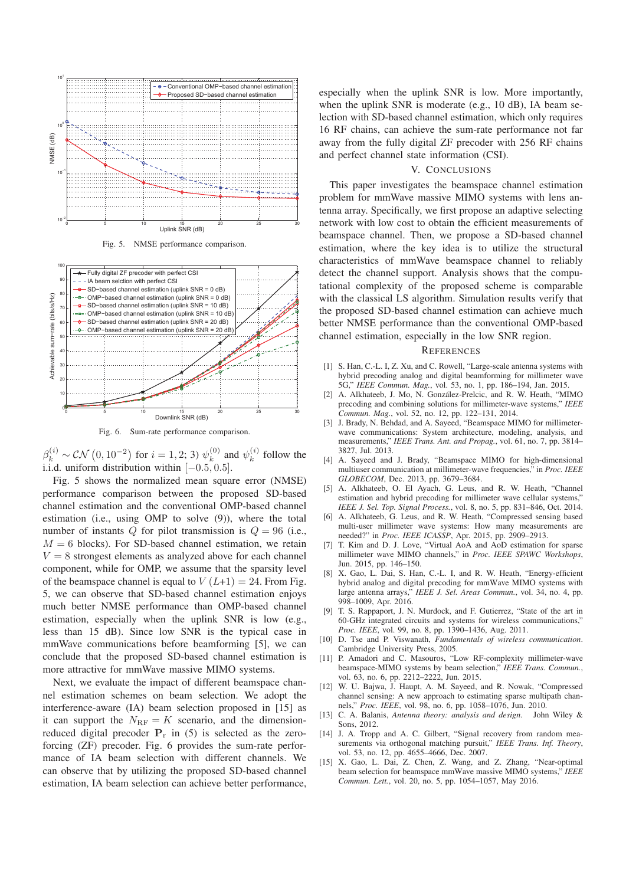10^1

10^0

10^-1

10^-2

NMSE (dB)

Uplink SNR (dB)

0 5 10 15 20 25 30

Conventional OMP−based channel estimation

Proposed SD−based channel estimation

Fig. 5. NMSE performance comparison.

100 90 80 70 60 50 40 30 20 10 0

Achievable sum−rate (bits/s/Hz)

Downlink SNR (dB)

0 5 10 15 20 25 30

Fully digital ZF precoder with perfect CSI

IA beam selction with perfect CSI

SD−based channel estimation (uplink SNR = 0 dB)

OMP−based channel estimation (uplink SNR = 0 dB)

SD−based channel estimation (uplink SNR = 10 dB)

OMP−based channel estimation (uplink SNR = 10 dB)

SD−based channel estimation (uplink SNR = 20 dB)

OMP−based channel estimation (uplink SNR = 20 dB)

Fig. 6. Sum-rate performance comparison.

$\beta_k^{(i)} \sim \mathcal{CN}\left(0, 10^{-2}\right)$ for $i = 1, 2$; 3) $\psi_k^{(0)}$ and $\psi_k^{(i)}$ follow the i.i.d. uniform distribution within $[-0.5, 0.5]$.

Fig. 5 shows the normalized mean square error (NMSE) performance comparison between the proposed SD-based channel estimation and the conventional OMP-based channel estimation (i.e., using OMP to solve (9)), where the total number of instants $Q$ for pilot transmission is $Q = 96$ (i.e., $M = 6$ blocks). For SD-based channel estimation, we retain $V = 8$ strongest elements as analyzed above for each channel component, while for OMP, we assume that the sparsity level of the beamspace channel is equal to $V\,(L{+}1) = 24$. From Fig. 5, we can observe that SD-based channel estimation enjoys much better NMSE performance than OMP-based channel estimation, especially when the uplink SNR is low (e.g., less than 15 dB). Since low SNR is the typical case in mmWave communications before beamforming [5], we can conclude that the proposed SD-based channel estimation is more attractive for mmWave massive MIMO systems.

Next, we evaluate the impact of different beamspace channel estimation schemes on beam selection. We adopt the interference-aware (IA) beam selection proposed in [15] as it can support the $N_{\text{RF}} = K$ scenario, and the dimension-reduced digital precoder $\mathbf{P}_{\text{r}}$ in (5) is selected as the zero-forcing (ZF) precoder. Fig. 6 provides the sum-rate performance of IA beam selection with different channels. We can observe that by utilizing the proposed SD-based channel estimation, IA beam selection can achieve better performance, especially when the uplink SNR is low. More importantly, when the uplink SNR is moderate (e.g., 10 dB), IA beam selection with SD-based channel estimation, which only requires 16 RF chains, can achieve the sum-rate performance not far away from the fully digital ZF precoder with 256 RF chains and perfect channel state information (CSI).

## V. Conclusions

This paper investigates the beamspace channel estimation problem for mmWave massive MIMO systems with lens antenna array. Specifically, we first propose an adaptive selecting network with low cost to obtain the efficient measurements of beamspace channel. Then, we propose a SD-based channel estimation, where the key idea is to utilize the structural characteristics of mmWave beamspace channel to reliably detect the channel support. Analysis shows that the computational complexity of the proposed scheme is comparable with the classical LS algorithm. Simulation results verify that the proposed SD-based channel estimation can achieve much better NMSE performance than the conventional OMP-based channel estimation, especially in the low SNR region.

## References

[1] S. Han, C.-L. I, Z. Xu, and C. Rowell, "Large-scale antenna systems with hybrid precoding analog and digital beamforming for millimeter wave 5G," *IEEE Commun. Mag.*, vol. 53, no. 1, pp. 186–194, Jan. 2015.

[2] A. Alkhateeb, J. Mo, N. González-Prelcic, and R. W. Heath, "MIMO precoding and combining solutions for millimeter-wave systems," *IEEE Commun. Mag.*, vol. 52, no. 12, pp. 122–131, 2014.

[3] J. Brady, N. Behdad, and A. Sayeed, "Beamspace MIMO for millimeter-wave communications: System architecture, modeling, analysis, and measurements," *IEEE Trans. Ant. and Propag.*, vol. 61, no. 7, pp. 3814–3827, Jul. 2013.

[4] A. Sayeed and J. Brady, "Beamspace MIMO for high-dimensional multiuser communication at millimeter-wave frequencies," in *Proc. IEEE GLOBECOM*, Dec. 2013, pp. 3679–3684.

[5] A. Alkhateeb, O. El Ayach, G. Leus, and R. W. Heath, "Channel estimation and hybrid precoding for millimeter wave cellular systems," *IEEE J. Sel. Top. Signal Process.*, vol. 8, no. 5, pp. 831–846, Oct. 2014.

[6] A. Alkhateeb, G. Leus, and R. W. Heath, "Compressed sensing based multi-user millimeter wave systems: How many measurements are needed?" in *Proc. IEEE ICASSP*, Apr. 2015, pp. 2909–2913.

[7] T. Kim and D. J. Love, "Virtual AoA and AoD estimation for sparse millimeter wave MIMO channels," in *Proc. IEEE SPAWC Workshops*, Jun. 2015, pp. 146–150.

[8] X. Gao, L. Dai, S. Han, C.-L. I, and R. W. Heath, "Energy-efficient hybrid analog and digital precoding for mmWave MIMO systems with large antenna arrays," *IEEE J. Sel. Areas Commun.*, vol. 34, no. 4, pp. 998–1009, Apr. 2016.

[9] T. S. Rappaport, J. N. Murdock, and F. Gutierrez, "State of the art in 60-GHz integrated circuits and systems for wireless communications," *Proc. IEEE*, vol. 99, no. 8, pp. 1390–1436, Aug. 2011.

[10] D. Tse and P. Viswanath, *Fundamentals of wireless communication*. Cambridge University Press, 2005.

[11] P. Amadori and C. Masouros, "Low RF-complexity millimeter-wave beamspace-MIMO systems by beam selection," *IEEE Trans. Commun.*, vol. 63, no. 6, pp. 2212–2222, Jun. 2015.

[12] W. U. Bajwa, J. Haupt, A. M. Sayeed, and R. Nowak, "Compressed channel sensing: A new approach to estimating sparse multipath channels," *Proc. IEEE*, vol. 98, no. 6, pp. 1058–1076, Jun. 2010.

[13] C. A. Balanis, *Antenna theory: analysis and design*. John Wiley & Sons, 2012.

[14] J. A. Tropp and A. C. Gilbert, "Signal recovery from random measurements via orthogonal matching pursuit," *IEEE Trans. Inf. Theory*, vol. 53, no. 12, pp. 4655–4666, Dec. 2007.

[15] X. Gao, L. Dai, Z. Chen, Z. Wang, and Z. Zhang, "Near-optimal beam selection for beamspace mmWave massive MIMO systems," *IEEE Commun. Lett.*, vol. 20, no. 5, pp. 1054–1057, May 2016.